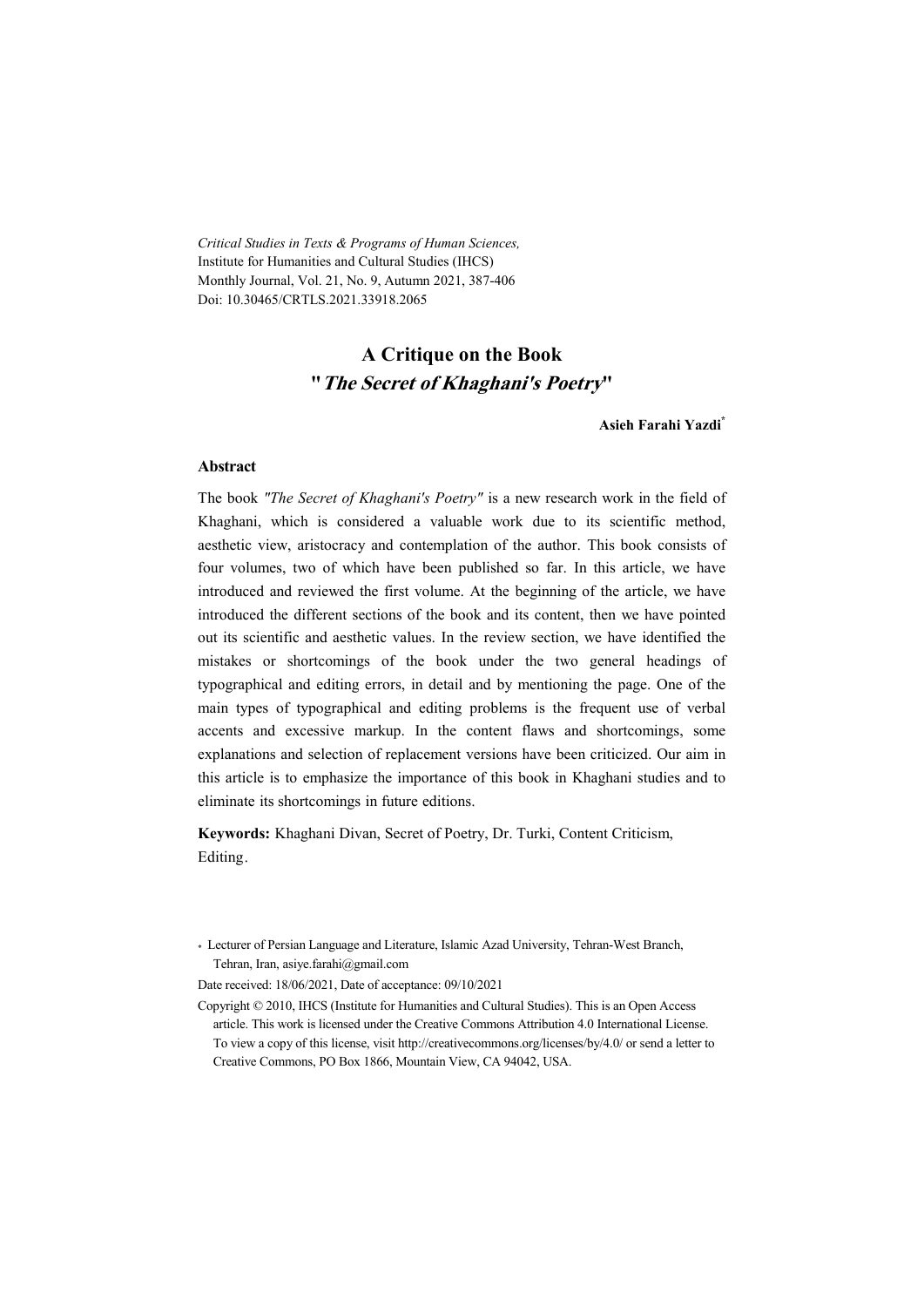*Critical Studies in Texts & Programs of Human Sciences,*
Institute for Humanities and Cultural Studies (IHCS)
Monthly Journal, Vol. 21, No. 9, Autumn 2021, 387-406
Doi: 10.30465/CRTLS.2021.33918.2065

# A Critique on the Book "*The Secret of Khaghani's Poetry*"

**Asieh Farahi Yazdi***

## Abstract

The book *"The Secret of Khaghani's Poetry"* is a new research work in the field of Khaghani, which is considered a valuable work due to its scientific method, aesthetic view, aristocracy and contemplation of the author. This book consists of four volumes, two of which have been published so far. In this article, we have introduced and reviewed the first volume. At the beginning of the article, we have introduced the different sections of the book and its content, then we have pointed out its scientific and aesthetic values. In the review section, we have identified the mistakes or shortcomings of the book under the two general headings of typographical and editing errors, in detail and by mentioning the page. One of the main types of typographical and editing problems is the frequent use of verbal accents and excessive markup. In the content flaws and shortcomings, some explanations and selection of replacement versions have been criticized. Our aim in this article is to emphasize the importance of this book in Khaghani studies and to eliminate its shortcomings in future editions.

**Keywords:** Khaghani Divan, Secret of Poetry, Dr. Turki, Content Criticism, Editing.

\* Lecturer of Persian Language and Literature, Islamic Azad University, Tehran-West Branch, Tehran, Iran, asiye.farahi@gmail.com

Date received: 18/06/2021, Date of acceptance: 09/10/2021

Copyright © 2010, IHCS (Institute for Humanities and Cultural Studies). This is an Open Access article. This work is licensed under the Creative Commons Attribution 4.0 International License. To view a copy of this license, visit http://creativecommons.org/licenses/by/4.0/ or send a letter to Creative Commons, PO Box 1866, Mountain View, CA 94042, USA.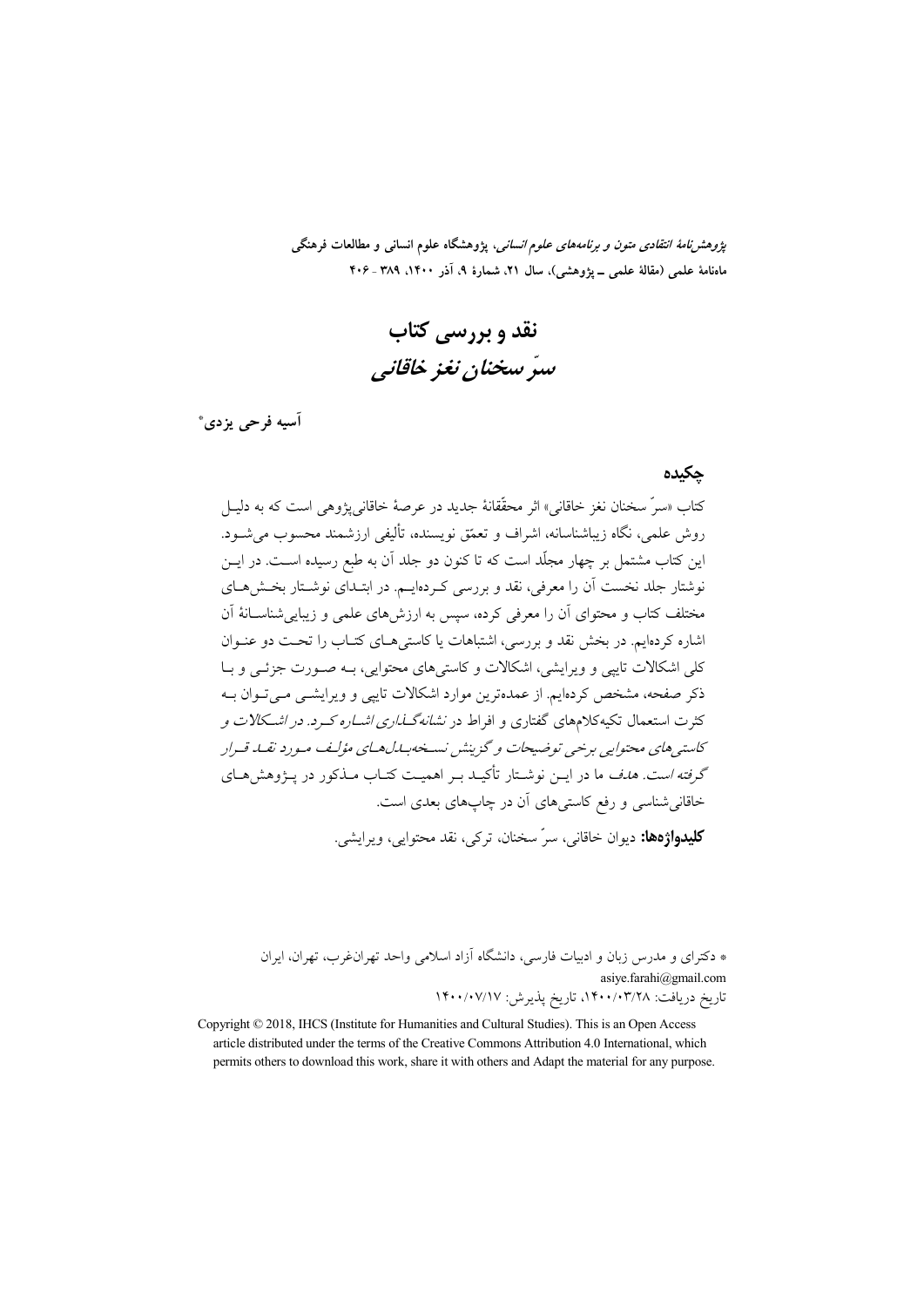*پژوهش‌نامهٔ انتقادی متون و برنامه‌های علوم انسانی*، پژوهشگاه علوم انسانی و مطالعات فرهنگی
ماهنامهٔ علمی (مقالهٔ علمی ــ پژوهشی)، سال ۲۱، شمارهٔ ۹، آذر ۱۴۰۰، ۳۸۹ - ۴۰۶

# نقد و بررسی کتاب
# *سرّ سخنان نغز خاقانی*

**آسیه فرحی یزدی***

## چکیده

کتاب «سرّ سخنان نغز خاقانی» اثر محقّقانهٔ جدید در عرصهٔ خاقانی‌پژوهی است که به دلیل روش علمی، نگاه زیباشناسانه، اشراف و تعمّق نویسنده، تألیفی ارزشمند محسوب می‌شود. این کتاب مشتمل بر چهار مجلّد است که تا کنون دو جلد آن به طبع رسیده است. در این نوشتار جلد نخست آن را معرفی، نقد و بررسی کرده‌ایم. در ابتدای نوشتار بخش‌های مختلف کتاب و محتوای آن را معرفی کرده، سپس به ارزش‌های علمی و زیبایی‌شناسانهٔ آن اشاره کرده‌ایم. در بخش نقد و بررسی، اشتباهات یا کاستی‌های کتاب را تحت دو عنوان کلی اشکالات تایپی و ویرایشی، اشکالات و کاستی‌های محتوایی، به صورت جزئی و با ذکر صفحه، مشخص کرده‌ایم. از عمده‌ترین موارد اشکالات تایپی و ویرایشی می‌توان به کثرت استعمال تکیه‌کلام‌های گفتاری و افراط در *نشانه‌گذاری اشاره کرد. در اشکالات و کاستی‌های محتوایی برخی توضیحات و گزینش نسخه‌بدل‌های مؤلف مورد نقد قرار گرفته است*. هدف ما در این نوشتار تأکید بر اهمیت کتاب مذکور در پژوهش‌های خاقانی‌شناسی و رفع کاستی‌های آن در چاپ‌های بعدی است.

**کلیدواژه‌ها:** دیوان خاقانی، سرّ سخنان، ترکی، نقد محتوایی، ویرایشی.

* دکترای و مدرس زبان و ادبیات فارسی، دانشگاه آزاد اسلامی واحد تهران‌غرب، تهران، ایران
asiye.farahi@gmail.com
تاریخ دریافت: ۱۴۰۰/۰۳/۲۸، تاریخ پذیرش: ۱۴۰۰/۰۷/۱۷

Copyright © 2018, IHCS (Institute for Humanities and Cultural Studies). This is an Open Access article distributed under the terms of the Creative Commons Attribution 4.0 International, which permits others to download this work, share it with others and Adapt the material for any purpose.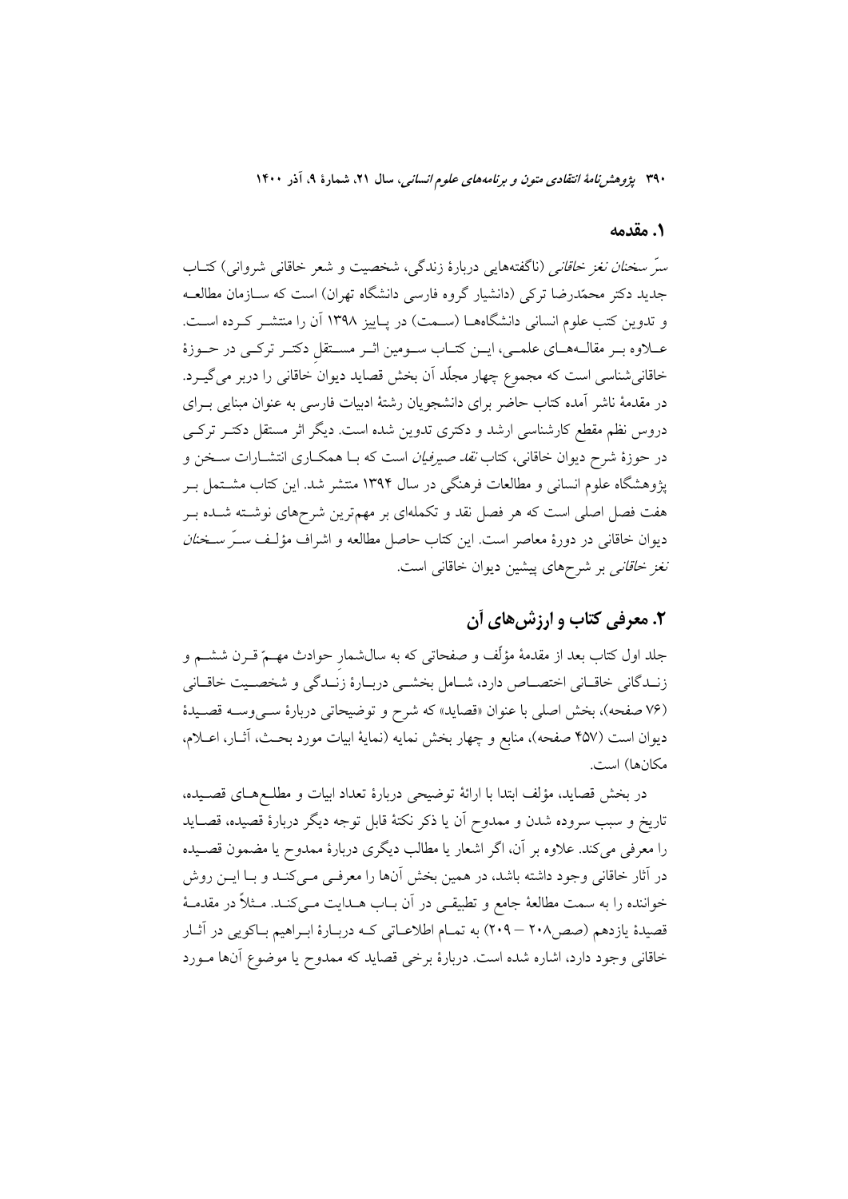## ۱. مقدمه

*سرّ سخنان نغز خاقانی* (ناگفته‌هایی دربارهٔ زندگی، شخصیت و شعر خاقانی شروانی) کتاب جدید دکتر محمّدرضا ترکی (دانشیار گروه فارسی دانشگاه تهران) است که سازمان مطالعه و تدوین کتب علوم انسانی دانشگاه‌ها (سمت) در پاییز ۱۳۹۸ آن را منتشر کرده است. علاوه بر مقاله‌های علمی، این کتاب سومین اثر مستقلِ دکتر ترکی در حوزهٔ خاقانی‌شناسی است که مجموع چهار مجلّد آن بخش قصاید دیوانِ خاقانی را دربر می‌گیرد. در مقدمهٔ ناشر آمده کتاب حاضر برای دانشجویان رشتهٔ ادبیات فارسی به عنوان مبنایی برای دروس نظم مقطع کارشناسی ارشد و دکتری تدوین شده است. دیگر اثر مستقل دکتر ترکی در حوزهٔ شرح دیوان خاقانی، کتاب *نقد صیرفیان* است که با همکاری انتشارات سخن و پژوهشگاه علوم انسانی و مطالعات فرهنگی در سال ۱۳۹۴ منتشر شد. این کتاب مشتمل بر هفت فصل اصلی است که هر فصل نقد و تکمله‌ای بر مهم‌ترین شرح‌های نوشته شده بر دیوان خاقانی در دورهٔ معاصر است. این کتاب حاصل مطالعه و اشراف مؤلف *سرّ سخنان نغز خاقانی* بر شرح‌های پیشین دیوان خاقانی است.

## ۲. معرفی کتاب و ارزش‌های آن

جلد اول کتاب بعد از مقدمهٔ مؤلّف و صفحاتی که به سالشمارِ حوادث مهمّ قرن ششم و زندگانی خاقانی اختصاص دارد، شامل بخشی دربارهٔ زندگی و شخصیت خاقانی (۷۶ صفحه)، بخش اصلی با عنوان «قصاید» که شرح و توضیحاتی دربارهٔ سی‌وسه قصیدهٔ دیوان است (۴۵۷ صفحه)، منابع و چهار بخش نمایه (نمایهٔ ابیات مورد بحث، آثار، اعلام، مکان‌ها) است.

در بخش قصاید، مؤلف ابتدا با ارائهٔ توضیحی دربارهٔ تعداد ابیات و مطلع‌های قصیده، تاریخ و سبب سروده شدن و ممدوح آن یا ذکر نکتهٔ قابل توجه دیگر دربارهٔ قصیده، قصاید را معرفی می‌کند. علاوه بر آن، اگر اشعار یا مطالب دیگری دربارهٔ ممدوح یا مضمون قصیده در آثار خاقانی وجود داشته باشد، در همین بخش آن‌ها را معرفی می‌کند و با این روش خواننده را به سمت مطالعهٔ جامع و تطبیقی در آن باب هدایت می‌کند. مثلاً در مقدمهٔ قصیدهٔ یازدهم (صص۲۰۸ – ۲۰۹) به تمام اطلاعاتی که دربارهٔ ابراهیم باکویی در آثار خاقانی وجود دارد، اشاره شده است. دربارهٔ برخی قصاید که ممدوح یا موضوع آن‌ها مورد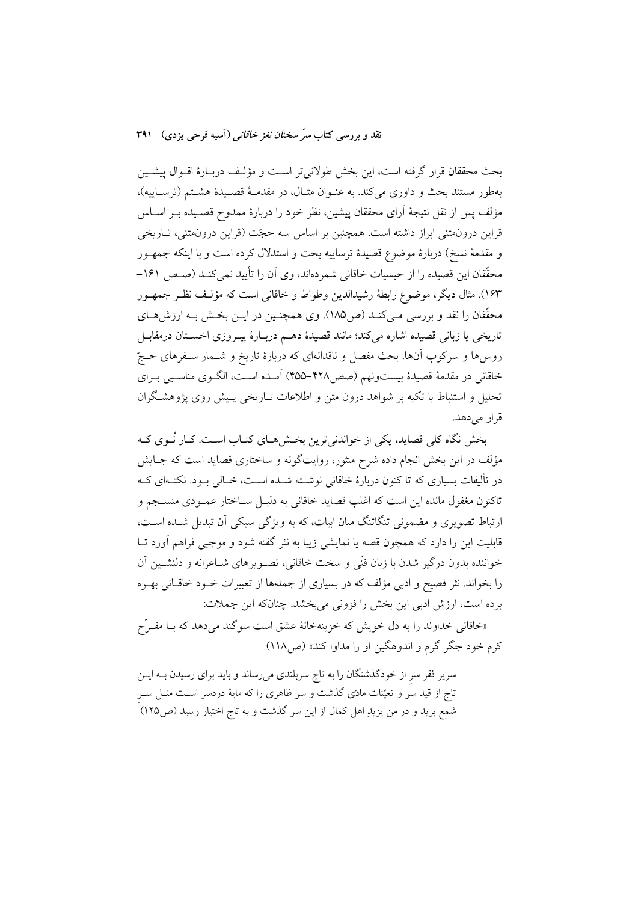بحث محققان قرار گرفته است، این بخش طولانی‌تر است و مؤلف دربارهٔ اقوال پیشین به‌طور مستند بحث و داوری می‌کند. به عنوان مثال، در مقدمهٔ قصیدهٔ هشتم (ترساییه)، مؤلف پس از نقل نتیجهٔ آرای محققان پیشین، نظر خود را دربارهٔ ممدوح قصیده بر اساس قراین درون‌متنی ابراز داشته است. همچنین بر اساس سه حجّت (قراین درون‌متنی، تاریخی و مقدمهٔ نسخ) دربارهٔ موضوع قصیدهٔ ترساییه بحث و استدلال کرده است و با اینکه جمهور محقّقان این قصیده را از حبسیات خاقانی شمرده‌اند، وی آن را تأیید نمی‌کند (صص ۱۶۱–۱۶۳). مثال دیگر، موضوع رابطهٔ رشیدالدین وطواط و خاقانی است که مؤلف نظر جمهور محقّقان را نقد و بررسی می‌کند (ص۱۸۵). وی همچنین در این بخش به ارزش‌های تاریخی یا زبانی قصیده اشاره می‌کند؛ مانند قصیدهٔ دهم دربارهٔ پیروزی اخستان درمقابل روس‌ها و سرکوب آن‌ها. بحث مفصل و ناقدانه‌ای که دربارهٔ تاریخ و شمار سفرهای حجّ خاقانی در مقدمهٔ قصیدهٔ بیست‌ونهم (صص۴۲۸–۴۵۵) آمده است، الگوی مناسبی برای تحلیل و استنباط با تکیه بر شواهد درون متن و اطلاعات تاریخی پیش روی پژوهشگران قرار می‌دهد.

بخش نگاه کلی قصاید، یکی از خواندنی‌ترین بخش‌های کتاب است. کار نُوی که مؤلف در این بخش انجام داده شرح منثور، روایت‌گونه و ساختاری قصاید است که جایش در تألیفات بسیاری که تا کنون دربارهٔ خاقانی نوشته شده است، خالی بود. نکته‌ای که تاکنون مغفول مانده این است که اغلب قصاید خاقانی به دلیل ساختار عمودی منسجم و ارتباط تصویری و مضمونی تنگاتنگ میان ابیات، که به ویژگی سبکی آن تبدیل شده است، قابلیت این را دارد که همچون قصه یا نمایشی زیبا به نثر گفته شود و موجبی فراهم آورد تا خواننده بدون درگیر شدن با زبان فنّی و سخت خاقانی، تصویرهای شاعرانه و دلنشین آن را بخواند. نثر فصیح و ادبی مؤلف که در بسیاری از جمله‌ها از تعبیرات خود خاقانی بهره برده است، ارزش ادبی این بخش را فزونی می‌بخشد. چنانکه این جملات:

«خاقانی خداوند را به دل خویش که خزینه‌خانهٔ عشق است سوگند می‌دهد که با مفرّح کرم خود جگر گرم و اندوهگین او را مداوا کند» (ص۱۱۸)

> سریر فقر سرِ از خودگذشتگان را به تاج سربلندی می‌رساند و باید برای رسیدن به این تاج از قید سر و تعیّنات مادّی گذشت و سر ظاهری را که مایهٔ دردسر است مثل سرِ شمع برید و در من یزیدِ اهل کمال از این سر گذشت و به تاج اختیار رسید (ص۱۲۵)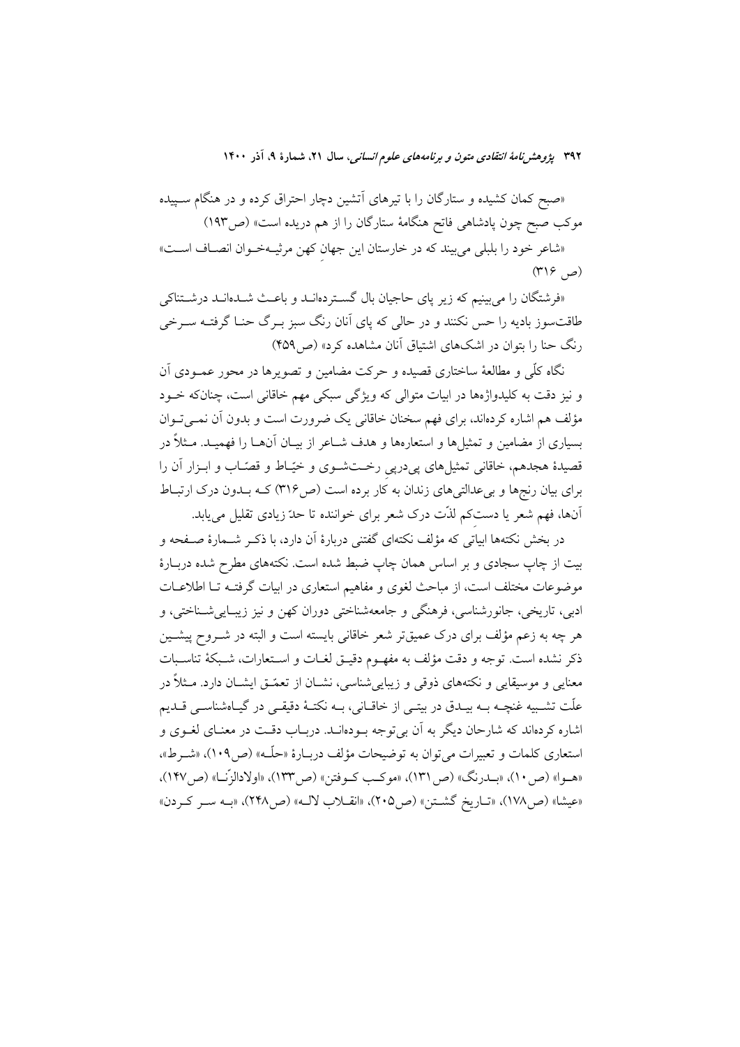«صبح کمان کشیده و ستارگان را با تیرهای آتشین دچار احتراق کرده و در هنگام سپیده موکب صبح چون پادشاهی فاتح هنگامهٔ ستارگان را از هم دریده است» (ص۱۹۳)

«شاعر خود را بلبلی می‌بیند که در خارستان این جهانِ کهن مرثیه‌خوان انصاف است» (ص ۳۱۶)

«فرشتگان را می‌بینیم که زیر پای حاجیان بال گسترده‌اند و باعث شده‌اند درشتناکی طاقت‌سوز بادیه را حس نکنند و در حالی که پای آنان رنگ سبز برگ حنا گرفته سرخی رنگ حنا را بتوان در اشک‌های اشتیاق آنان مشاهده کرد» (ص۴۵۹)

نگاه کلّی و مطالعهٔ ساختاری قصیده و حرکت مضامین و تصویرها در محور عمودی آن و نیز دقت به کلیدواژه‌ها در ابیات متوالی که ویژگی سبکی مهم خاقانی است، چنان‌که خود مؤلف هم اشاره کرده‌اند، برای فهم سخنان خاقانی یک ضرورت است و بدون آن نمی‌توان بسیاری از مضامین و تمثیل‌ها و استعاره‌ها و هدف شاعر از بیان آن‌ها را فهمید. مثلاً در قصیدهٔ هجدهم، خاقانی تمثیل‌های پی‌درپی رخت‌شوی و خیّاط و قصّاب و ابزار آن را برای بیان رنج‌ها و بی‌عدالتی‌های زندان به کار برده است (ص۳۱۶) که بدون درک ارتباط آن‌ها، فهم شعر یا دست‌کم لذّت درک شعر برای خواننده تا حدّ زیادی تقلیل می‌یابد.

در بخش نکته‌ها ابیاتی که مؤلف نکته‌ای گفتنی دربارهٔ آن دارد، با ذکر شمارهٔ صفحه و بیت از چاپ سجادی و بر اساس همان چاپ ضبط شده است. نکته‌های مطرح شده دربارهٔ موضوعات مختلف است، از مباحث لغوی و مفاهیم استعاری در ابیات گرفته تا اطلاعات ادبی، تاریخی، جانورشناسی، فرهنگی و جامعه‌شناختی دوران کهن و نیز زیبایی‌شناختی، و هر چه به زعم مؤلف برای درک عمیق‌تر شعر خاقانی بایسته است و البته در شروح پیشین ذکر نشده است. توجه و دقت مؤلف به مفهوم دقیق لغات و استعارات، شبکهٔ تناسبات معنایی و موسیقایی و نکته‌های ذوقی و زیبایی‌شناسی، نشان از تعمّق ایشان دارد. مثلاً در علّت تشبیه غنچه به بیدق در بیتی از خاقانی، به نکتهٔ دقیقی در گیاه‌شناسی قدیم اشاره کرده‌اند که شارحان دیگر به آن بی‌توجه بوده‌اند. درباب دقت در معنای لغوی و استعاری کلمات و تعبیرات می‌توان به توضیحات مؤلف دربارهٔ «حلّه» (ص۱۰۹)، «شرط»، «هوا» (ص۱۰)، «بدرنگ» (ص۱۳۱)، «موکب کوفتن» (ص۱۳۳)، «اولادالزّنا» (ص۱۴۷)، «عیشا» (ص۱۷۸)، «تاریخ گشتن» (ص۲۰۵)، «انقلاب لاله» (ص۲۴۸)، «به سر کردن»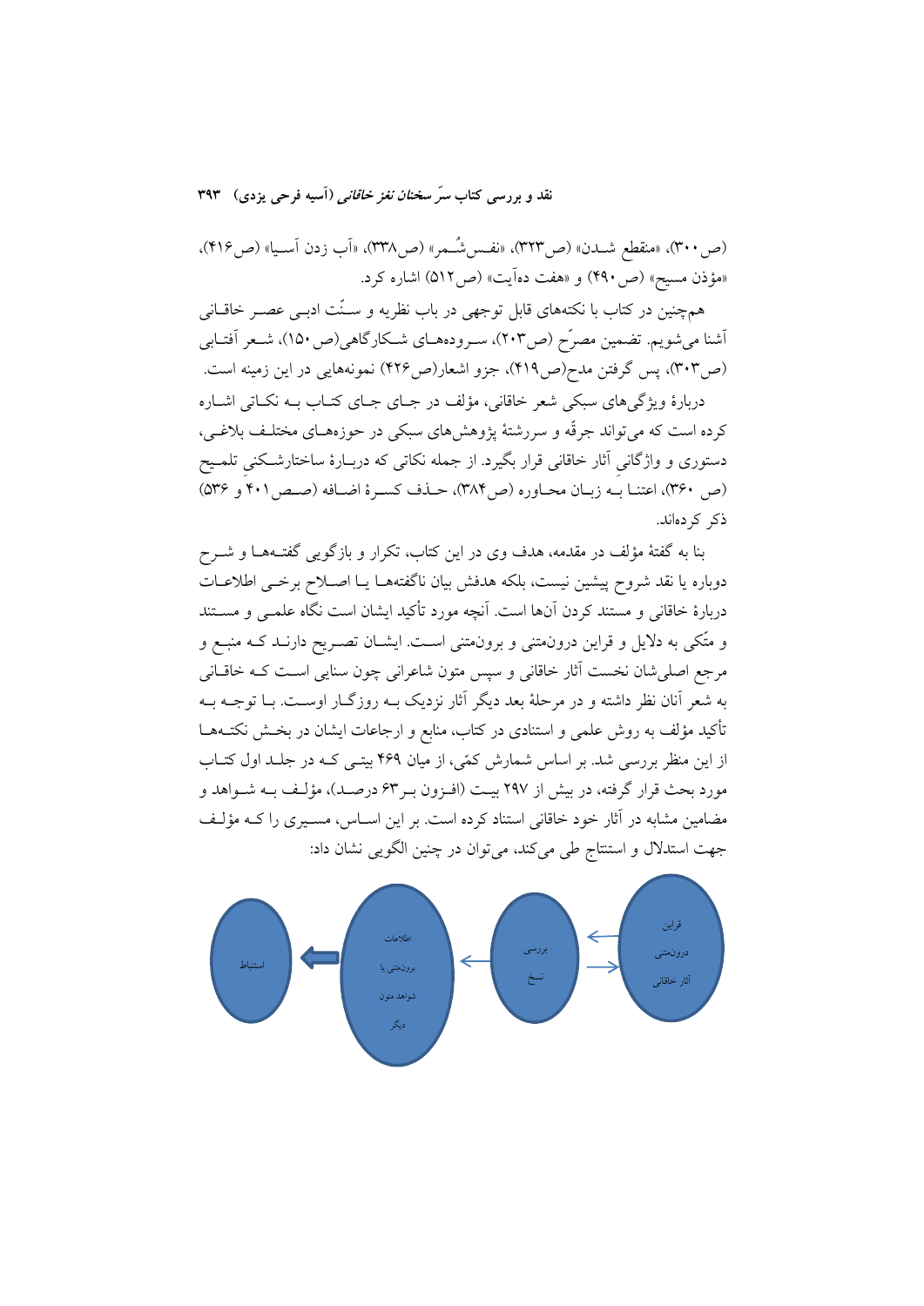(ص۳۰۰)، «منقطع شدن» (ص۳۲۳)، «نفس‌شُمر» (ص۳۳۸)، «آب زدن آسیا» (ص۴۱۶)، «مؤذن مسیح» (ص۴۹۰) و «هفت ده‌آیت» (ص۵۱۲) اشاره کرد.

همچنین در کتاب با نکته‌های قابل توجهی در باب نظریه و سنّت ادبی عصر خاقانی آشنا می‌شویم. تضمین مصرّح (ص۲۰۳)، سروده‌های شکارگاهی(ص۱۵۰)، شعر آفتابی (ص۳۰۳)، پس گرفتن مدح(ص۴۱۹)، جزو اشعار(ص۴۲۶) نمونه‌هایی در این زمینه است.

دربارهٔ ویژگی‌های سبکی شعر خاقانی، مؤلف در جای جای کتاب به نکاتی اشاره کرده است که می‌تواند جرقّه و سررشتهٔ پژوهش‌های سبکی در حوزه‌های مختلف بلاغی، دستوری و واژگانیِ آثار خاقانی قرار بگیرد. از جمله نکاتی که دربارهٔ ساختارشکنیِ تلمیح (ص ۳۶۰)، اعتنا به زبان محاوره (ص۳۸۴)، حذف کسرهٔ اضافه (صص۴۰۱ و ۵۳۶) ذکر کرده‌اند.

بنا به گفتهٔ مؤلف در مقدمه، هدف وی در این کتاب، تکرار و بازگویی گفته‌ها و شرح دوباره یا نقد شروح پیشین نیست، بلکه هدفش بیان ناگفته‌ها یا اصلاح برخی اطلاعات دربارهٔ خاقانی و مستند کردن آن‌ها است. آنچه مورد تأکید ایشان است نگاه علمی و مستند و متّکی به دلایل و قراین درون‌متنی و برون‌متنی است. ایشان تصریح دارند که منبع و مرجع اصلی‌شان نخست آثار خاقانی و سپس متون شاعرانی چون سنایی است که خاقانی به شعر آنان نظر داشته و در مرحلهٔ بعد دیگر آثار نزدیک به روزگار اوست. با توجه به تأکید مؤلف به روش علمی و استنادی در کتاب، منابع و ارجاعات ایشان در بخش نکته‌ها از این منظر بررسی شد. بر اساس شمارش کمّی، از میان ۴۶۹ بیتی که در جلد اول کتاب مورد بحث قرار گرفته، در بیش از ۲۹۷ بیت (افزون بر۶۳ درصد)، مؤلف به شواهد و مضامین مشابه در آثار خود خاقانی استناد کرده است. بر این اساس، مسیری را که مؤلف جهت استدلال و استنتاج طی می‌کند، می‌توان در چنین الگویی نشان داد:

قراین درون‌متنی آثار خاقانی ⇄ بررسی نسخ ← اطلاعات برون‌متنی یا شواهد متون دیگر ← استنباط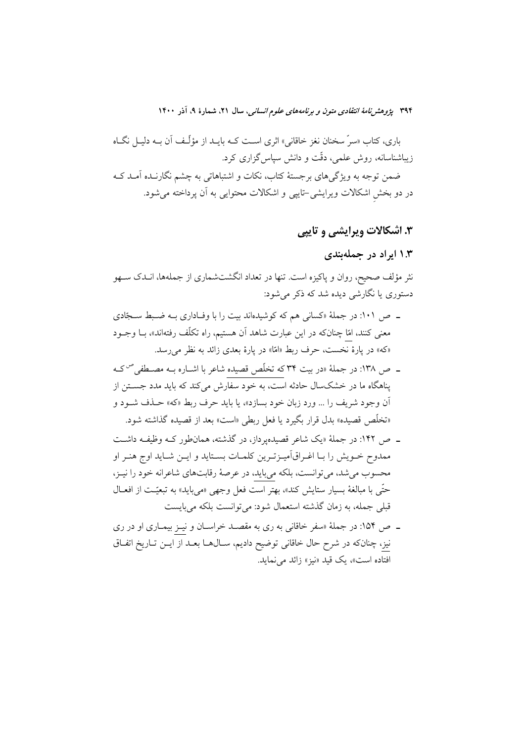باری، کتاب «سرّ سخنان نغز خاقانی» اثری است که باید از مؤلّف آن به دلیل نگاه زیباشناسانه، روش علمی، دقّت و دانش سپاس‌گزاری کرد.

ضمن توجه به ویژگی‌های برجستهٔ کتاب، نکات و اشتباهاتی به چشم نگارنده آمد که در دو بخشِ اشکالات ویرایشی-تایپی و اشکالات محتوایی به آن پرداخته می‌شود.

## ۳. اشکالات ویرایشی و تایپی

### ۱.۳ ایراد در جمله‌بندی

نثر مؤلف صحیح، روان و پاکیزه است. تنها در تعداد انگشت‌شماری از جمله‌ها، اندک سهو دستوری یا نگارشی دیده شد که ذکر می‌شود:

- ص ۱۰۱: در جملهٔ «کسانی هم که کوشیده‌اند بیت را با وفاداری به ضبط سجّادی معنی کنند، امّا چنان‌که در این عبارت شاهد آن هستیم، راه تکلّف رفته‌اند»، با وجود «که» در پارهٔ نخست، حرف ربط «امّا» در پارهٔ بعدی زائد به نظر می‌رسد.
- ص ۱۳۸: در جملهٔ «در بیت ۳۴ که تخلّص قصیده شاعر با اشاره به مصطفی^ص^ که پناهگاه ما در خشک‌سال حادثه است، به خود سفارش می‌کند که باید مدد جستن از آن وجود شریف را ... ورد زبان خود بسازد»، یا باید حرف ربط «که» حذف شود و «تخلّص قصیده» بدل قرار بگیرد یا فعل ربطی «است» بعد از قصیده گذاشته شود.
- ص ۱۴۲: در جملهٔ «یک شاعر قصیده‌پرداز، در گذشته، همان‌طور که وظیفه داشت ممدوح خویش را با اغراق‌آمیزترین کلمات بستاید و این شاید اوج هنر او محسوب می‌شد، می‌توانست، بلکه می‌باید، در عرصهٔ رقابت‌های شاعرانه خود را نیز، حتّی با مبالغهٔ بسیار ستایش کند»، بهتر است فعل وجهی «می‌باید» به تبعیّت از افعال قبلی جمله، به زمان گذشته استعمال شود: می‌توانست بلکه می‌بایست
- ص ۱۵۴: در جملهٔ «سفر خاقانی به ری به مقصد خراسان و نیز بیماری او در ری نیز، چنان‌که در شرح حال خاقانی توضیح دادیم، سال‌ها بعد از این تاریخ اتفاق افتاده است»، یک قید «نیز» زائد می‌نماید.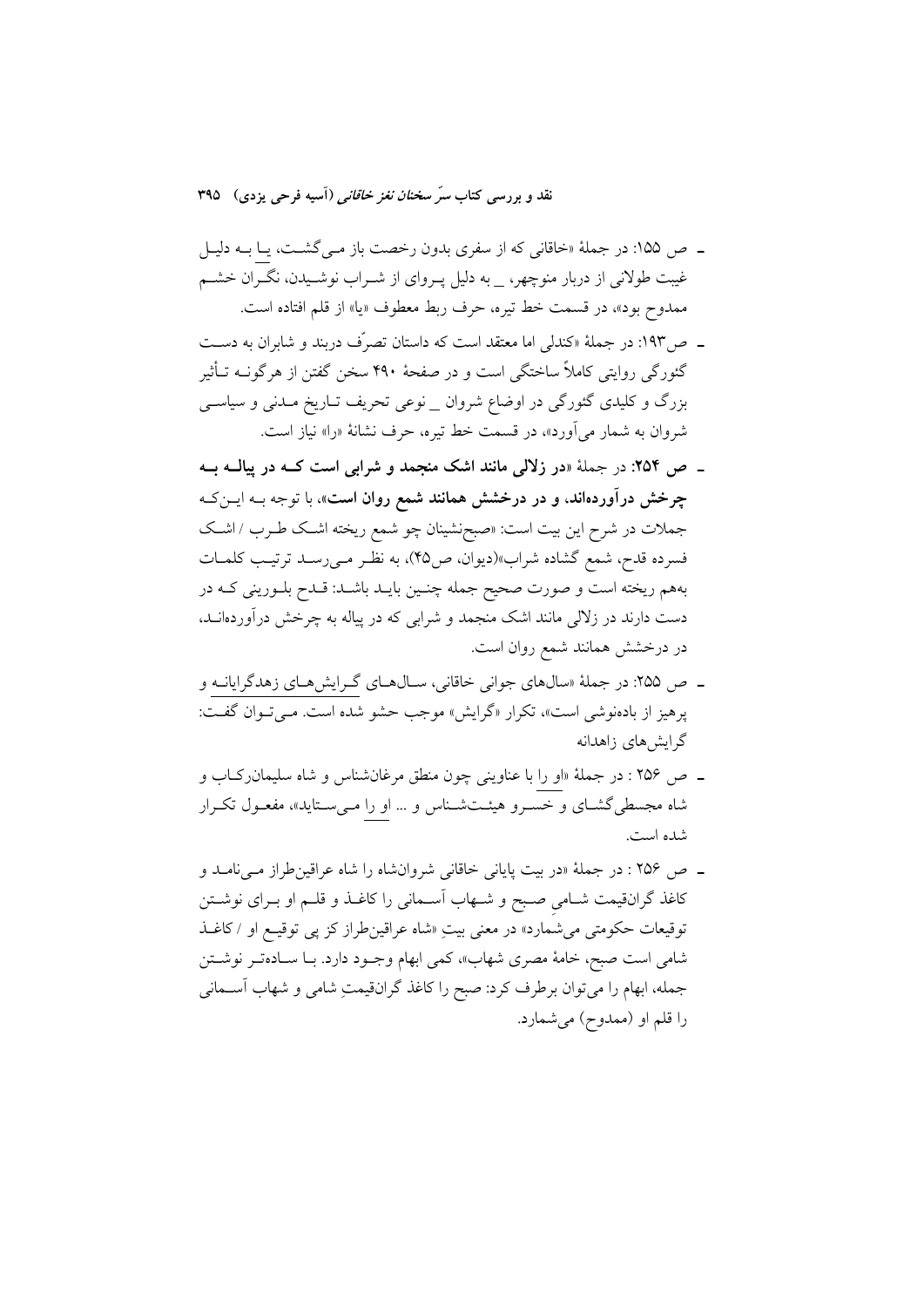- ص ۱۵۵: در جملهٔ «خاقانی که از سفری بدون رخصت باز می‌گشت، یا به دلیل غیبت طولانی از دربار منوچهر، _ به دلیل پروای از شراب نوشیدن، نگران خشم ممدوح بود»، در قسمت خط تیره، حرف ربط معطوف «یا» از قلم افتاده است.

- ص۱۹۳: در جملهٔ «کندلی اما معتقد است که داستان تصرّف دربند و شابران به دست گئورگی روایتی کاملاً ساختگی است و در صفحهٔ ۴۹۰ سخن گفتن از هرگونه تأثیر بزرگ و کلیدی گئورگی در اوضاع شروان _ نوعی تحریف تاریخ مدنی و سیاسی شروان به شمار می‌آورد»، در قسمت خط تیره، حرف نشانهٔ «را» نیاز است.

- **ص ۲۵۴**: در جملهٔ «**در زلالی مانند اشک منجمد و شرابی است که در پیاله به چرخش درآورده‌اند، و در درخشش همانند شمع روان است**»، با توجه به این‌که جملات در شرح این بیت است: «صبح‌نشینان چو شمع ریخته اشک طرب / اشک فسرده قدح، شمع گشاده شراب»(دیوان، ص۴۵)، به نظر می‌رسد ترتیب کلمات به‌هم ریخته است و صورت صحیح جمله چنین باید باشد: قدح بلورینی که در دست دارند در زلالی مانند اشک منجمد و شرابی که در پیاله به چرخش درآورده‌اند، در درخشش همانند شمع روان است.

- ص ۲۵۵: در جملهٔ «سال‌های جوانی خاقانی، سال‌های گرایش‌های زهدگرایانه و پرهیز از باده‌نوشی است»، تکرار «گرایش» موجب حشو شده است. می‌توان گفت: گرایش‌های زاهدانه

- ص ۲۵۶ : در جملهٔ «او را با عناوینی چون منطق مرغان‌شناس و شاه سلیمان‌رکاب و شاه مجسطی‌گشای و خسرو هیئت‌شناس و ... او را می‌ستاید»، مفعول تکرار شده است.

- ص ۲۵۶ : در جملهٔ «در بیت پایانی خاقانی شروانشاه را شاه عراقین‌طراز می‌نامد و کاغذ گران‌قیمت شامیِ صبح و شهاب آسمانی را کاغذ و قلم او برای نوشتن توقیعات حکومتی می‌شمارد» در معنی بیتِ «شاه عراقین‌طراز کز پی توقیع او / کاغذ شامی است صبح، خامهٔ مصری شهاب»، کمی ابهام وجود دارد. با ساده‌تر نوشتن جمله، ابهام را می‌توان برطرف کرد: صبح را کاغذ گران‌قیمتِ شامی و شهاب آسمانی را قلم او (ممدوح) می‌شمارد.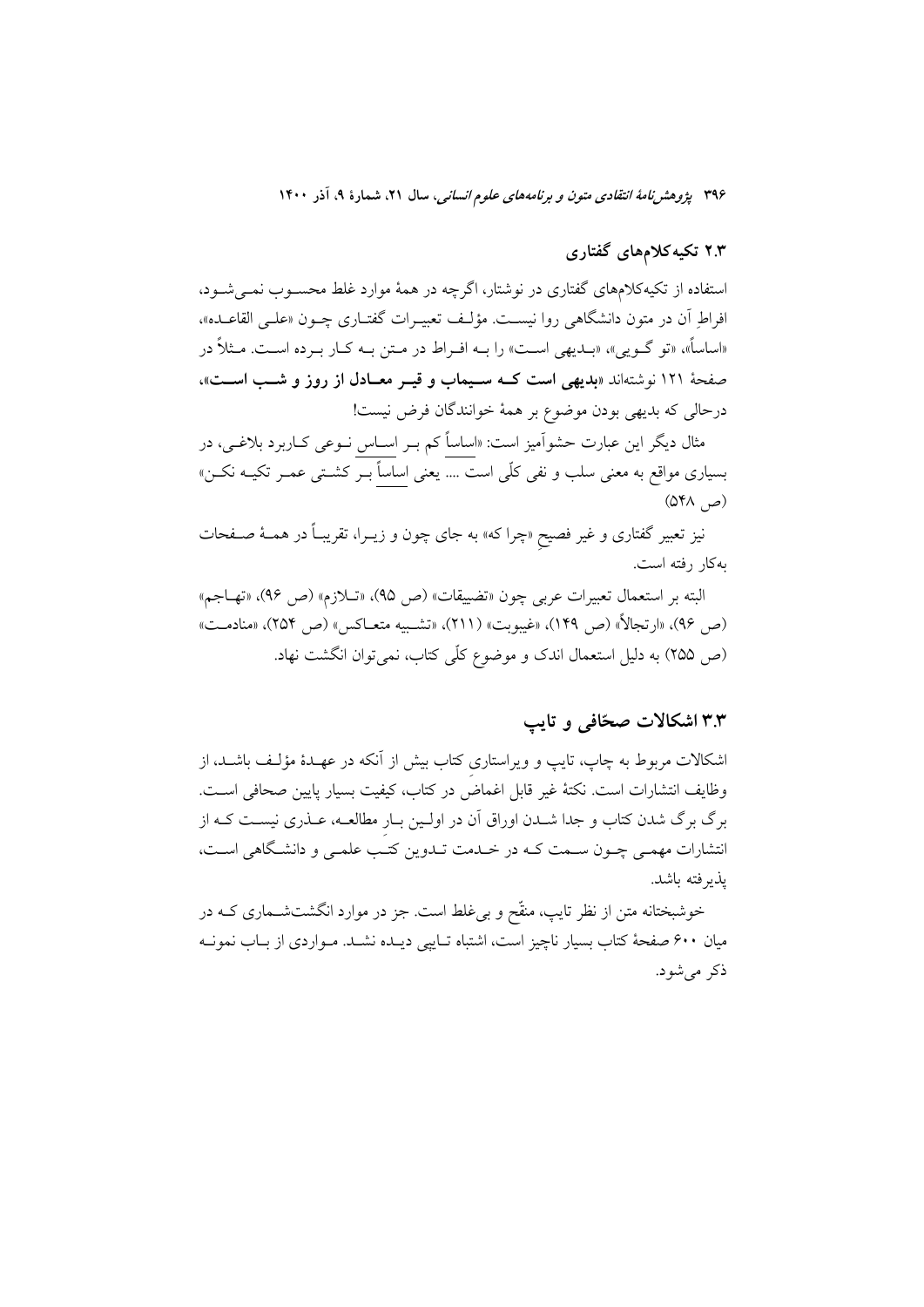### ۲.۳ تکیه‌کلام‌های گفتاری

استفاده از تکیه‌کلام‌های گفتاری در نوشتار، اگرچه در همهٔ موارد غلط محسوب نمی‌شود، افراطِ آن در متون دانشگاهی روا نیست. مؤلف تعبیرات گفتاری چون «علی القاعده»، «اساساً»، «تو گویی»، «بدیهی است» را به افراط در متن به کار برده است. مثلاً در صفحهٔ ۱۲۱ نوشته‌اند «**بدیهی است که سیماب و قیر معادل از روز و شب است**»، درحالی که بدیهی بودن موضوع بر همهٔ خوانندگان فرض نیست!

مثال دیگر این عبارت حشوآمیز است: «اساساً کم بر اساس نوعی کاربرد بلاغی، در بسیاری مواقع به معنی سلب و نفی کلّی است .... یعنی اساساً بر کشتی عمر تکیه نکن» (ص ۵۴۸)

نیز تعبیر گفتاری و غیر فصیحِ «چرا که» به جای چون و زیرا، تقریباً در همهٔ صفحات به‌کار رفته است.

البته بر استعمال تعبیرات عربی چون «تضییقات» (ص ۹۵)، «تلازم» (ص ۹۶)، «تهاجم» (ص ۹۶)، «ارتجالاً» (ص ۱۴۹)، «غیبوبت» (۲۱۱)، «تشبیه متعاکس» (ص ۲۵۴)، «منادمت» (ص ۲۵۵) به دلیل استعمال اندک و موضوع کلّی کتاب، نمی‌توان انگشت نهاد.

### ۳.۳ اشکالات صحّافی و تایپ

اشکالات مربوط به چاپ، تایپ و ویراستاری کتاب بیش از آنکه در عهدهٔ مؤلف باشد، از وظایف انتشارات است. نکتهٔ غیر قابل اغماض در کتاب، کیفیت بسیار پایین صحافی است. برگ برگ شدن کتاب و جدا شدن اوراق آن در اولین بارِ مطالعه، عذری نیست که از انتشارات مهمی چون سمت که در خدمت تدوین کتب علمی و دانشگاهی است، پذیرفته باشد.

خوشبختانه متن از نظر تایپ، منقّح و بی‌غلط است. جز در موارد انگشت‌شماری که در میان ۶۰۰ صفحهٔ کتاب بسیار ناچیز است، اشتباه تایپی دیده نشد. مواردی از باب نمونه ذکر می‌شود.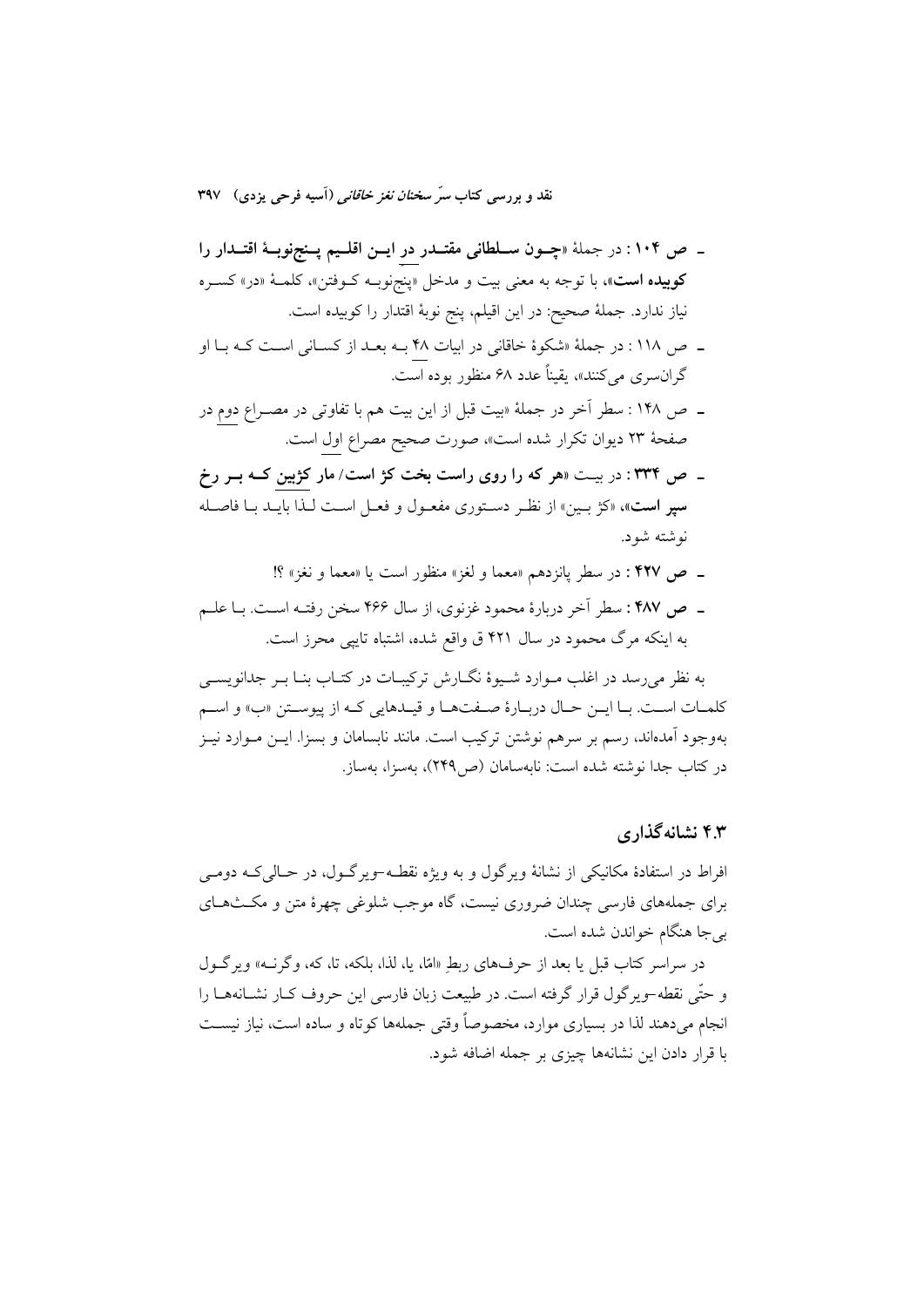- **ص ۱۰۴** : در جملهٔ «**چون سلطانی مقتدر در این اقلیم پنج‌نوبهٔ اقتدار را کوبیده است**»، با توجه به معنی بیت و مدخل «پنج‌نوبه کوفتن»، کلمهٔ «در» کسره نیاز ندارد. جملهٔ صحیح: در این اقلیم، پنج نوبهٔ اقتدار را کوبیده است.
- ص ۱۱۸ : در جملهٔ «شکوهٔ خاقانی در ابیات ۴۸ به بعد از کسانی است که با او گران‌سری می‌کنند»، یقیناً عدد ۶۸ منظور بوده است.
- ص ۱۴۸ : سطر آخر در جملهٔ «بیت قبل از این بیت هم با تفاوتی در مصراع دوم در صفحهٔ ۲۳ دیوان تکرار شده است»، صورت صحیح مصراع اول است.
- **ص ۳۳۴** : در بیت «**هر که را روی راست بخت کژ است/ مار کژبین که بر رخ سپر است**»، «کژ بین» از نظر دستوری مفعول و فعل است لذا باید با فاصله نوشته شود.
- **ص ۴۲۷** : در سطر پانزدهم «معما و لغز» منظور است یا «معما و نغز» ؟!
- **ص ۴۸۷** : سطر آخر دربارهٔ محمود غزنوی، از سال ۴۶۶ سخن رفته است. با علم به اینکه مرگ محمود در سال ۴۲۱ ق واقع شده، اشتباه تایپی محرز است.

به نظر می‌رسد در اغلب موارد شیوهٔ نگارش ترکیبات در کتاب بنا بر جدانویسی کلمات است. با این حال دربارهٔ صفت‌ها و قیدهایی که از پیوستن «ب» و اسم به‌وجود آمده‌اند، رسم بر سرهم نوشتن ترکیب است. مانند نابسامان و بسزا. این موارد نیز در کتاب جدا نوشته شده است: نابه‌سامان (ص۲۴۹)، به‌سزا، به‌ساز.

## ۴.۳ نشانه‌گذاری

افراط در استفادهٔ مکانیکی از نشانهٔ ویرگول و به ویژه نقطه–ویرگول، در حالی‌که دومی برای جمله‌های فارسی چندان ضروری نیست، گاه موجب شلوغی چهرهٔ متن و مکث‌های بی‌جا هنگام خواندن شده است.

در سراسر کتاب قبل یا بعد از حرف‌های ربطِ «امّا، یا، لذا، بلکه، تا، که، وگرنه» ویرگول و حتّی نقطه–ویرگول قرار گرفته است. در طبیعت زبان فارسی این حروف کار نشانه‌ها را انجام می‌دهند لذا در بسیاری موارد، مخصوصاً وقتی جمله‌ها کوتاه و ساده است، نیاز نیست با قرار دادن این نشانه‌ها چیزی بر جمله اضافه شود.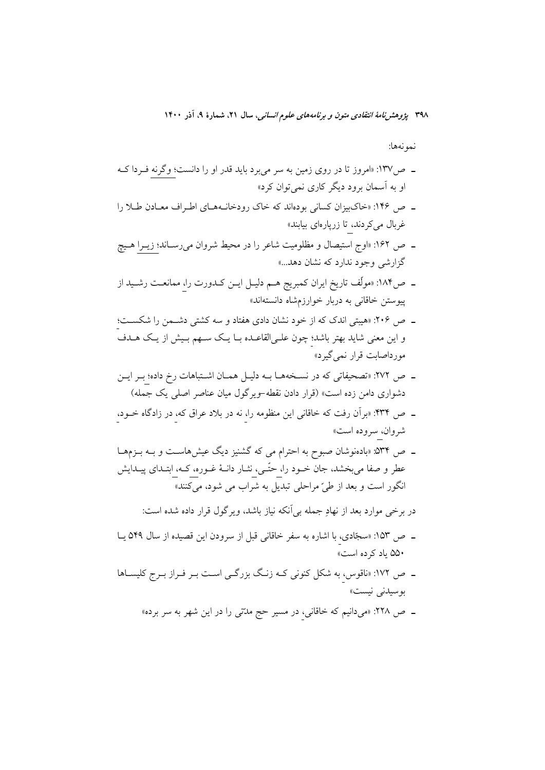نمونه‌ها:

- ص۱۳۷: «امروز تا در روی زمین به سر می‌برد باید قدر او را دانست؛ وگرنه فردا که او به آسمان برود دیگر کاری نمی‌توان کرد»
- ص ۱۴۶: «خاک‌بیزان کسانی بوده‌اند که خاک رودخانه‌های اطراف معادن طلا را غربال می‌کردند، تا زرپاره‌ای بیابند»
- ص ۱۶۲: «اوج استیصال و مظلومیت شاعر را در محیط شروان می‌رساند؛ زیرا هیچ گزارشی وجود ندارد که نشان دهد...»
- ص۱۸۴: «مؤلف تاریخ ایران کمبریج هم دلیل این کدورت را، ممانعت رشید از پیوستن خاقانی به دربار خوارزمشاه دانسته‌اند»
- ص ۲۰۶: «هیبتی اندک که از خود نشان دادی هفتاد و سه کشتی دشمن را شکست؛ و این معنی شاید بهتر باشد؛ چون علی‌القاعده با یک سهم بیش از یک هدف مورداصابت قرار نمی‌گیرد»
- ص ۲۷۲: «تصحیفاتی که در نسخه‌ها به دلیل همان اشتباهات رخ داده؛ بر این دشواری دامن زده است» (قرار دادن نقطه-ویرگول میان عناصر اصلی یک جمله)
- ص ۴۳۴: «برآن رفت که خاقانی این منظومه را، نه در بلاد عراق که، در زادگاه خود، شروان، سروده است»
- ص ۵۳۴: «باده‌نوشان صبوح به احترام می که گشنیز دیگ عیش‌هاست و به بزم‌ها عطر و صفا می‌بخشد، جان خود را، حتّی، نثار دانهٔ غوره، که، ابتدای پیدایش انگور است و بعد از طیّ مراحلی تبدیل به شراب می شود، می‌کنند»

در برخی موارد بعد از نهادِ جمله بی‌آنکه نیاز باشد، ویرگول قرار داده شده است:

- ص ۱۵۳: «سجّادی، با اشاره به سفر خاقانی قبل از سرودن این قصیده از سال ۵۴۹ یا ۵۵۰ یاد کرده است»
- ص ۱۷۲: «ناقوس، به شکل کنونی که زنگ بزرگی است بر فراز برج کلیساها بوسیدنی نیست»
- ص ۲۲۸: «می‌دانیم که خاقانی، در مسیر حج مدّتی را در این شهر به سر برده»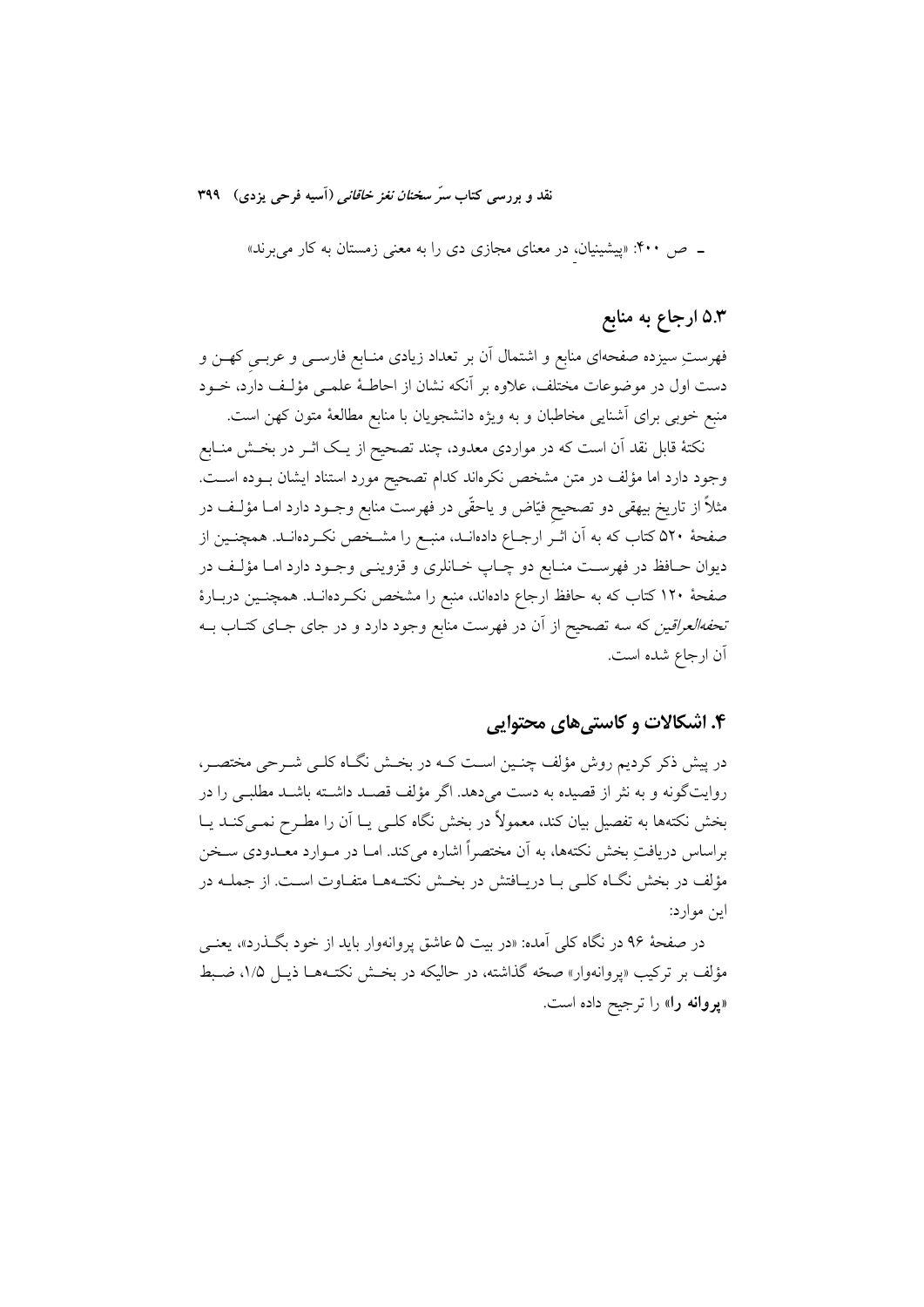ـ ص ۴۰۰: «پیشینیانِ در معنای مجازی دی را به معنی زمستان به کار می‌برند»

### ۵.۳ ارجاع به منابع

فهرستِ سیزده صفحه‌ای منابع و اشتمال آن بر تعداد زیادی منابع فارسی و عربیِ کهن و دست اول در موضوعات مختلف، علاوه بر آنکه نشان از احاطهٔ علمی مؤلف دارد، خود منبع خوبی برای آشنایی مخاطبان و به ویژه دانشجویان با منابع مطالعهٔ متون کهن است.

نکتهٔ قابل نقد آن است که در مواردی معدود، چند تصحیح از یک اثر در بخش منابع وجود دارد اما مؤلف در متن مشخص نکرده‌اند کدام تصحیح مورد استناد ایشان بوده است. مثلاً از تاریخ بیهقی دو تصحیحِ فیّاض و یاحقّی در فهرست منابع وجود دارد اما مؤلف در صفحهٔ ۵۲۰ کتاب که به آن اثر ارجاع داده‌اند، منبع را مشخص نکرده‌اند. همچنین از دیوان حافظ در فهرست منابع دو چاپ خانلری و قزوینی وجود دارد اما مؤلف در صفحهٔ ۱۲۰ کتاب که به حافظ ارجاع داده‌اند، منبع را مشخص نکرده‌اند. همچنین دربارهٔ *تحفةالعراقین* که سه تصحیح از آن در فهرست منابع وجود دارد و در جای جای کتاب به آن ارجاع شده است.

## ۴. اشکالات و کاستی‌های محتوایی

در پیش ذکر کردیم روش مؤلف چنین است که در بخش نگاه کلی شرحی مختصر، روایت‌گونه و به نثر از قصیده به دست می‌دهد. اگر مؤلف قصد داشته باشد مطلبی را در بخش نکته‌ها به تفصیل بیان کند، معمولاً در بخش نگاه کلی یا آن را مطرح نمی‌کند یا براساس دریافتِ بخش نکته‌ها، به آن مختصراً اشاره می‌کند. اما در موارد معدودی سخن مؤلف در بخش نگاه کلی با دریافتش در بخش نکته‌ها متفاوت است. از جمله در این موارد:

در صفحهٔ ۹۶ در نگاه کلی آمده: «در بیت ۵ عاشق پروانه‌وار باید از خود بگذرد»، یعنی مؤلف بر ترکیب «پروانه‌وار» صحّه گذاشته، در حالیکه در بخش نکته‌ها ذیل ۱/۵، ضبط «**پروانه را**» را ترجیح داده است.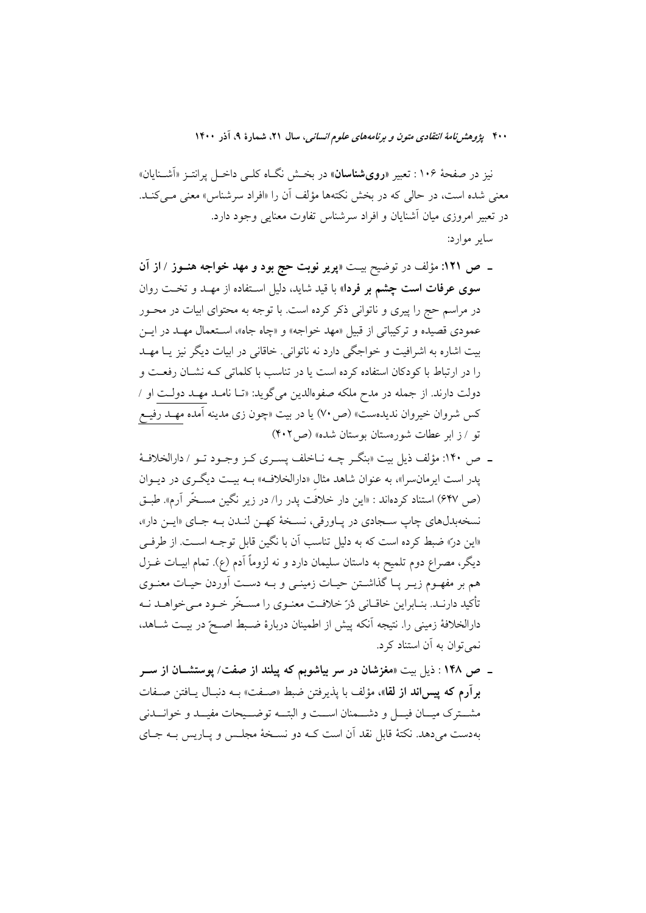نیز در صفحهٔ ۱۰۶ : تعبیر «**روی‌شناسان**» در بخش نگاه کلی داخل پرانتز «آشنایان» معنی شده است، در حالی که در بخش نکته‌ها مؤلف آن را «افراد سرشناس» معنی می‌کند. در تعبیر امروزی میان آشنایان و افراد سرشناس تفاوت معنایی وجود دارد.

سایر موارد:

- **ص ۱۲۱:** مؤلف در توضیح بیت «**پریر نوبت حج بود و مهد خواجه هنوز / از آن سوی عرفات است چشم بر فردا**» با قید شاید، دلیل استفاده از مهد و تخت روان در مراسم حج را پیری و ناتوانی ذکر کرده است. با توجه به محتوای ابیات در محور عمودی قصیده و ترکیباتی از قبیل «مهد خواجه» و «چاه جاه»، استعمال مهد در این بیت اشاره به اشرافیت و خواجگی دارد نه ناتوانی. خاقانی در ابیات دیگر نیز یا مهد را در ارتباط با کودکان استفاده کرده است یا در تناسب با کلماتی که نشان رفعت و دولت دارند. از جمله در مدح ملکه صفوه‌الدین می‌گوید: «تا نامد مهد دولت او / کس شروان خیروان ندیده‌ست» (ص۷۰) یا در بیت «چون زی مدینه آمده مهد رفیع تو / ز ابر عطات شوره‌ستان بوستان شده» (ص۴۰۲)

- ص ۱۴۰: مؤلف ذیل بیت «بنگر چه ناخلف پسری کز وجود تو / دارالخلافهٔ پدر است ایرمان‌سرا»، به عنوان شاهد مثال «دارالخلافه» به بیت دیگری در دیوان (ص ۶۴۷) استناد کرده‌اند : «این دار خلافت پدر را/ در زیر نگین مسخّر آرم». طبق نسخه‌بدل‌های چاپ سجادی در پاورقی، نسخهٔ کهن لندن به جای «این دار»، «این درّ» ضبط کرده است که به دلیل تناسب آن با نگین قابل توجه است. از طرفی دیگر، مصراع دوم تلمیح به داستان سلیمان دارد و نه لزوماً آدم (ع). تمام ابیات غزل هم بر مفهوم زیر پا گذاشتن حیات زمینی و به دست آوردن حیات معنوی تأکید دارند. بنابراین خاقانی دُرّ خلافت معنوی را مسخّر خود می‌خواهد نه دارالخلافهٔ زمینی را. نتیجه آنکه پیش از اطمینان دربارهٔ ضبط اصحّ در بیت شاهد، نمی‌توان به آن استناد کرد.

- **ص ۱۴۸ :** ذیل بیت «**مغزشان در سر بیاشوبم که پیلند از صفت/ پوستشان از سر برآرم که پیس‌اند از لقا**»، مؤلف با پذیرفتن ضبط «صفت» به دنبال یافتن صفات مشترک میان فیل و دشمنان است و البته توضیحات مفید و خواندنی به‌دست می‌دهد. نکتهٔ قابل نقد آن است که دو نسخهٔ مجلس و پاریس به جای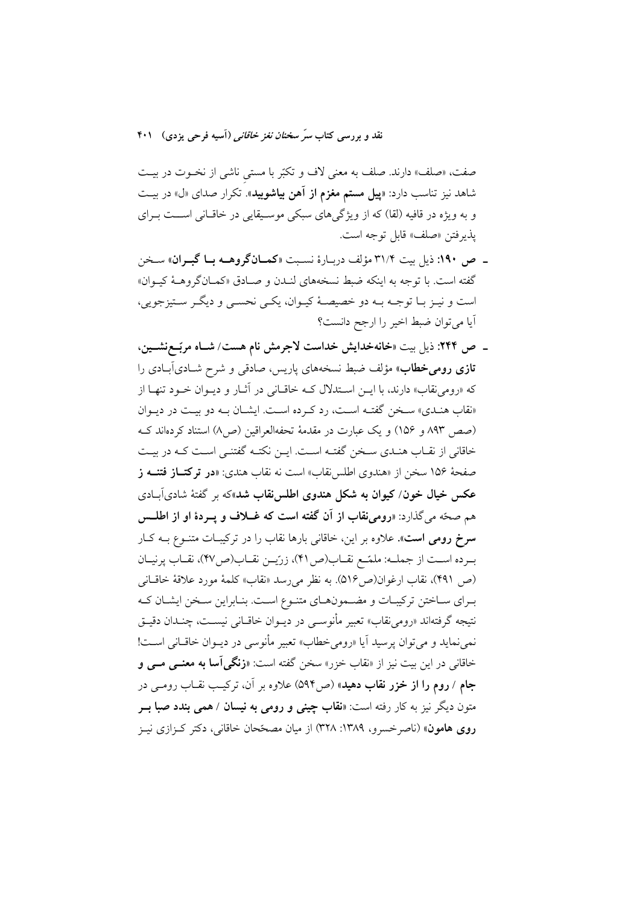صفت، «صلف» دارند. صلف به معنی لاف و تکبّر با مستیِ ناشی از نخـوت در بیـت شاهد نیز تناسب دارد: «**پیل مستم مغزم از آهن بیاشوبید**». تکرار صدای «ل» در بیـت و به ویژه در قافیه (لقا) که از ویژگی‌های سبکی موسـیقایی در خاقـانی اسـت بـرای پذیرفتن «صلف» قابل توجه است.

- **ص ۱۹۰**: ذیل بیت ۳۱/۴ مؤلف دربـارۀ نسـبت «**کمـان‌گروهـه بـا گبـران**» سـخن گفته است. با توجه به اینکه ضبط نسخه‌های لنـدن و صـادق «کمـان‌گروهـۀ کیـوان» است و نیـز بـا توجـه بـه دو خصیصـۀ کیـوان، یکـی نحسـی و دیگـر سـتیزجویی، آیا می‌توان ضبط اخیر را ارجح دانست؟

- **ص ۲۴۴**: ذیل بیت «**خانه‌خدایش خداست لاجرمش نام هست/ شـاه مربّـع‌نشـین، تازی رومی‌خطاب**» مؤلف ضبط نسخه‌های پاریس، صادقی و شرح شـادی‌آبـادی را که «رومی‌نقاب» دارند، با ایـن اسـتدلال کـه خاقـانی در آثـار و دیـوان خـود تنهـا از «نقاب هنـدی» سـخن گفتـه اسـت، رد کـرده اسـت. ایشـان بـه دو بیـت در دیـوان (صص ۸۹۳ و ۱۵۶) و یک عبارت در مقدمۀ تحفه‌العراقین (ص۸) استناد کرده‌اند کـه خاقانی از نقـاب هنـدی سـخن گفتـه اسـت. ایـن نکتـه گفتنـی اسـت کـه در بیـت صفحۀ ۱۵۶ سخن از «هندوی اطلس‌نقاب» است نه نقاب هندی: «**در ترکتـاز فتنـه ز عکس خیال خون/ کیوان به شکل هندوی اطلس‌نقاب شد**»که بر گفتۀ شادی‌آبـادی هم صحّه می‌گذارد: «**رومی‌نقاب از آن گفته است که غـلاف و پـردۀ او از اطلـس سرخ رومی است**». علاوه بر این، خاقانی بارها نقاب را در ترکیبـات متنـوع بـه کـار بـرده اسـت از جملـه: ملمّـع نقـاب(ص۴۱)، زرّیـن نقـاب(ص۴۷)، نقـاب پرنیـان (ص ۴۹۱)، نقاب ارغوان(ص۵۱۶). به نظر می‌رسد «نقاب» کلمۀ مورد علاقۀ خاقـانی بـرای سـاختن ترکیبـات و مضـمون‌هـای متنـوع اسـت. بنـابراین سـخن ایشـان کـه نتیجه گرفته‌اند «رومی‌نقاب» تعبیر مأنوسـی در دیـوان خاقـانی نیسـت، چنـدان دقیـق نمی‌نماید و می‌توان پرسید آیا «رومی‌خطاب» تعبیر مأنوسی در دیـوان خاقـانی اسـت! خاقانی در این بیت نیز از «نقاب خزر» سخن گفته است: «**زنگی‌آسا به معنـی مـی و جام / روم را از خزر نقاب دهید**» (ص۵۹۴) علاوه بر آن، ترکیـب نقـاب رومـی در متون دیگر نیز به کار رفته است: «**نقاب چینی و رومی به نیسان / همی بندد صبا بـر روی هامون**» (ناصرخسرو، ۱۳۸۹: ۳۲۸) از میان مصحّحان خاقانی، دکتر کـزازی نیـز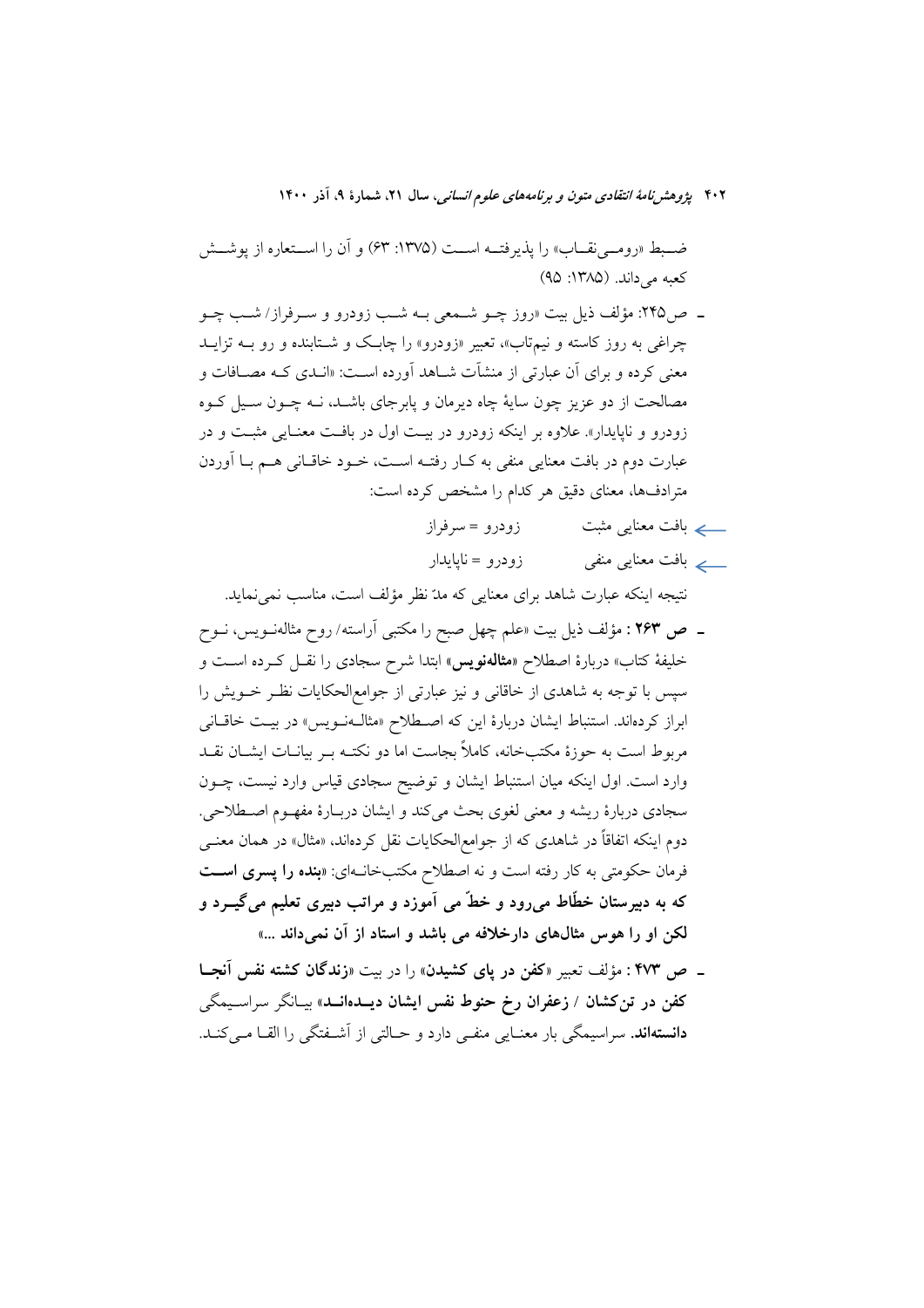ضبط «رومی‌نقاب» را پذیرفته است (۱۳۷۵: ۶۳) و آن را استعاره از پوشش کعبه می‌داند. (۱۳۸۵: ۹۵)

- ص۲۴۵: مؤلف ذیل بیت «روز چو شمعی به شب زودرو و سرفراز/ شب چو چراغی به روز کاسته و نیم‌تاب»، تعبیر «زودرو» را چابک و شتابنده و رو به تزاید معنی کرده و برای آن عبارتی از منشآت شاهد آورده است: «اندی که مصافات و مصالحت از دو عزیز چون سایهٔ چاه دیرمان و پابرجای باشد، نه چون سیل کوه زودرو و ناپایدار». علاوه بر اینکه زودرو در بیت اول در بافت معنایی مثبت و در عبارت دوم در بافت معنایی منفی به کار رفته است، خود خاقانی هم با آوردن مترادف‌ها، معنای دقیق هر کدام را مشخص کرده است:

← بافت معنایی مثبت　　زودرو = سرفراز

← بافت معنایی منفی　　زودرو = ناپایدار

نتیجه اینکه عبارت شاهد برای معنایی که مدّ نظر مؤلف است، مناسب نمی‌نماید.

- **ص ۲۶۳** : مؤلف ذیل بیت «علم چهل صبح را مکتبی آراسته/ روح مثالەنویس، نوح خلیفهٔ کتاب» دربارهٔ اصطلاح **«مثالەنویس»** ابتدا شرح سجادی را نقل کرده است و سپس با توجه به شاهدی از خاقانی و نیز عبارتی از جوامع‌الحکایات نظر خویش را ابراز کرده‌اند. استنباط ایشان دربارهٔ این که اصطلاح «مثالەنویس» در بیت خاقانی مربوط است به حوزهٔ مکتب‌خانه، کاملاً بجاست اما دو نکته بر بیانات ایشان نقد وارد است. اول اینکه میان استنباط ایشان و توضیح سجادی قیاس وارد نیست، چون سجادی دربارهٔ ریشه و معنی لغوی بحث می‌کند و ایشان دربارهٔ مفهوم اصطلاحی. دوم اینکه اتفاقاً در شاهدی که از جوامع‌الحکایات نقل کرده‌اند، «مثال» در همان معنی فرمان حکومتی به کار رفته است و نه اصطلاح مکتب‌خانه‌ای: «**بنده را پسری است که به دبیرستان خطّاط می‌رود و خطّ می آموزد و مراتب دبیری تعلیم می‌گیرد و لکن او را هوس مثال‌های دارخلافه می باشد و استاد از آن نمی‌داند ...**»

- **ص ۴۷۳** : مؤلف تعبیر **«کفن در پای کشیدن»** را در بیت **«زندگان کشته نفس آنجا کفن در تن‌کشان / زعفران رخ حنوط نفس ایشان دیده‌اند»** بیانگر سراسیمگی **دانسته‌اند.** سراسیمگی بار معنایی منفی دارد و حالتی از آشفتگی را القا می‌کند.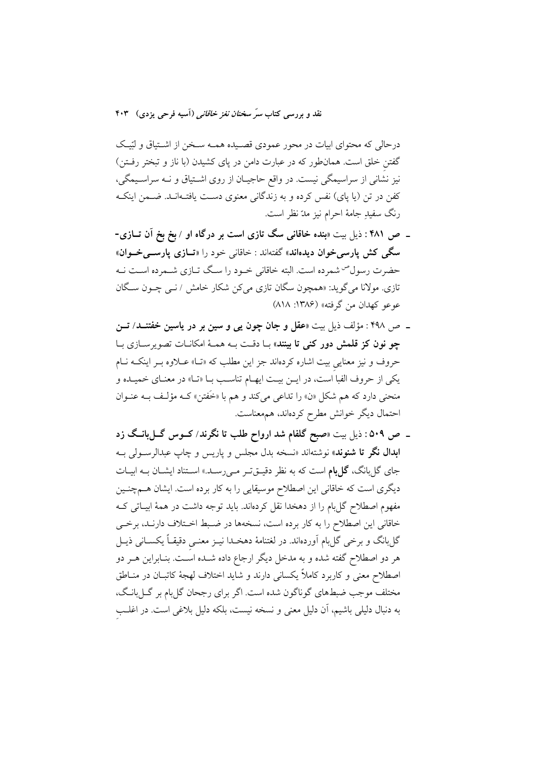درحالی که محتوای ابیات در محور عمودی قصیده همه سخن از اشتیاق و لبّیک گفتنِ خلق است. همان‌طور که در عبارت دامن در پای کشیدن (با ناز و تبختر رفتن) نیز نشانی از سراسیمگی نیست. در واقع حاجیان از روی اشتیاق و نه سراسیمگی، کفن در تن (یا پای) نفس کرده و به زندگانی معنوی دست یافته‌اند. ضمن اینکه رنگ سفیدِ جامهٔ احرام نیز مدّ نظر است.

- ص ۴۸۱ : ذیل بیت «**بنده خاقانی سگ تازی است بر درگاه او / بخ بخ آن تازی-سگی کش پارسی‌خوان دیده‌اند**» گفته‌اند : خاقانی خود را «**تازی پارسی‌خوان**» حضرت رسول^ص^ شمرده است. البته خاقانی خود را سگ تازی شمرده است نه تازی. مولانا می‌گوید: «همچون سگان تازی می‌کن شکار خامش / نی چون سگان عوعو کهدان من گرفته» (۱۳۸۶: ۸۱۸)
- ص ۴۹۸ : مؤلف ذیل بیت «**عقل و جان چون یی و سین بر در یاسین خفتند/ تن چو نون کز قلمش دور کنی تا بینند**» با دقت به همهٔ امکانات تصویرسازی با حروف و نیز معنایی بیت اشاره کرده‌اند جز این مطلب که «تا» علاوه بر اینکه نام یکی از حروف الفبا است، در این بیت ایهام تناسب با «تا» در معنای خمیده و منحنی دارد که هم شکل «ن» را تداعی می‌کند و هم با «خَفتن» که مؤلف به عنوان احتمال دیگر خوانش مطرح کرده‌اند، هم‌معناست.
- ص ۵۰۹ : ذیل بیت «**صبح گلفام شد ارواح طلب تا نگرند/ کوس گل‌بانگ زد ابدال نگر تا شنوند**» نوشته‌اند «نسخه بدل مجلس و پاریس و چاپ عبدالرسولی به جای گل‌بانگ، **گل‌بام** است که به نظر دقیق‌تر می‌رسد.» استناد ایشان به ابیات دیگری است که خاقانی این اصطلاح موسیقایی را به کار برده است. ایشان همچنین مفهوم اصطلاح گل‌بام را از دهخدا نقل کرده‌اند. باید توجه داشت در همهٔ ابیاتی که خاقانی این اصطلاح را به کار برده است، نسخه‌ها در ضبط اختلاف دارند، برخی گل‌بانگ و برخی گل‌بام آورده‌اند. در لغتنامهٔ دهخدا نیز معنی دقیقاً یکسانی ذیل هر دو اصطلاح گفته شده و به مدخل دیگر ارجاع داده شده است. بنابراین هر دو اصطلاح معنی و کاربرد کاملاً یکسانی دارند و شاید اختلاف لهجهٔ کاتبان در مناطق مختلف موجب ضبط‌های گوناگون شده است. اگر برای رجحان گل‌بام بر گل‌بانگ، به دنبال دلیلی باشیم، آن دلیل معنی و نسخه نیست، بلکه دلیل بلاغی است. در اغلبِ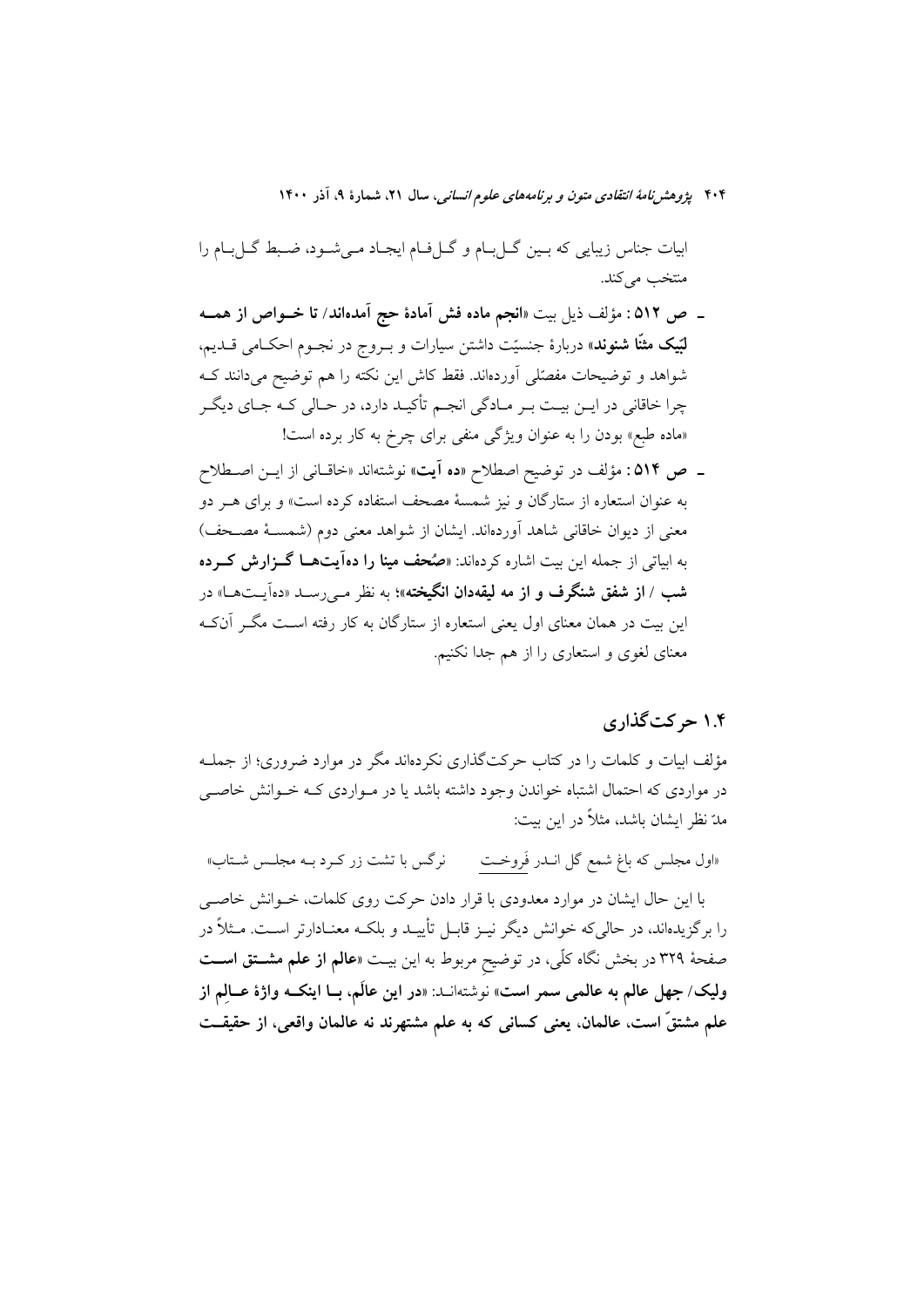ابیات جناس زیبایی که بین گل‌بام و گل‌فام ایجاد می‌شود، ضبط گل‌بام را منتخب می‌کند.

- **ص ۵۱۲**: مؤلف ذیل بیت «**انجم ماده فش آمادهٔ حج آمده‌اند/ تا خـواص از همـه لبّیک مثنّا شنوند**» دربارهٔ جنسیّت داشتن سیارات و بـروج در نجـوم احکـامی قـدیم، شواهد و توضیحات مفصّلی آورده‌اند. فقط کاش این نکته را هم توضیح می‌دادند کـه چرا خاقانی در ایـن بیـت بـر مـادگی انجـم تأکیـد دارد، در حـالی کـه جـای دیگـر «ماده طبع» بودن را به عنوان ویژگی منفی برای چرخ به کار برده است!
- **ص ۵۱۴**: مؤلف در توضیح اصطلاح «**ده آیت**» نوشته‌اند «خاقـانی از ایـن اصـطلاح به عنوان استعاره از ستارگان و نیز شمسهٔ مصحف استفاده کرده است» و برای هـر دو معنی از دیوان خاقانی شاهد آورده‌اند. ایشان از شواهد معنی دوم (شمسـهٔ مصـحف) به ابیاتی از جمله این بیت اشاره کرده‌اند: «**صُحف مینا را ده‌آیت‌هـا گـزارش کـرده شب / از شفق شنگرف و از مه لیقه‌دان انگیخته**»؛ به نظر مـی‌رسـد «ده‌آیـت‌هـا» در این بیت در همان معنای اول یعنی استعاره از ستارگان به کار رفته اسـت مگـر آن‌کـه معنای لغوی و استعاری را از هم جدا نکنیم.

## ۱.۴ حرکت‌گذاری

مؤلف ابیات و کلمات را در کتاب حرکت‌گذاری نکرده‌اند مگر در موارد ضروری؛ از جملـه در مواردی که احتمال اشتباه خواندن وجود داشته باشد یا در مـواردی کـه خـوانش خاصـی مدّ نظر ایشان باشد، مثلاً در این بیت:

«اول مجلس که باغ شمع گل انـدر فَروخـت        نرگس با تشت زر کـرد بـه مجلـس شـتاب»

با این حال ایشان در موارد معدودی با قرار دادن حرکت روی کلمات، خـوانش خاصـی را برگزیده‌اند، در حالی‌که خوانش دیگر نیـز قابـل تأییـد و بلکـه معنـادارتر اسـت. مـثلاً در صفحهٔ ۳۲۹ در بخش نگاه کلّی، در توضیح مربوط به این بیـت «**عالم از علم مشـتق اسـت ولیک/ جهل عالم به عالمی سمر است**» نوشته‌انـد: «**در این عالَم، بـا اینکـه واژهٔ عـالِم از علم مشتقّ است، عالمان، یعنی کسانی که به علم مشتهرند نه عالمان واقعی، از حقیقـت**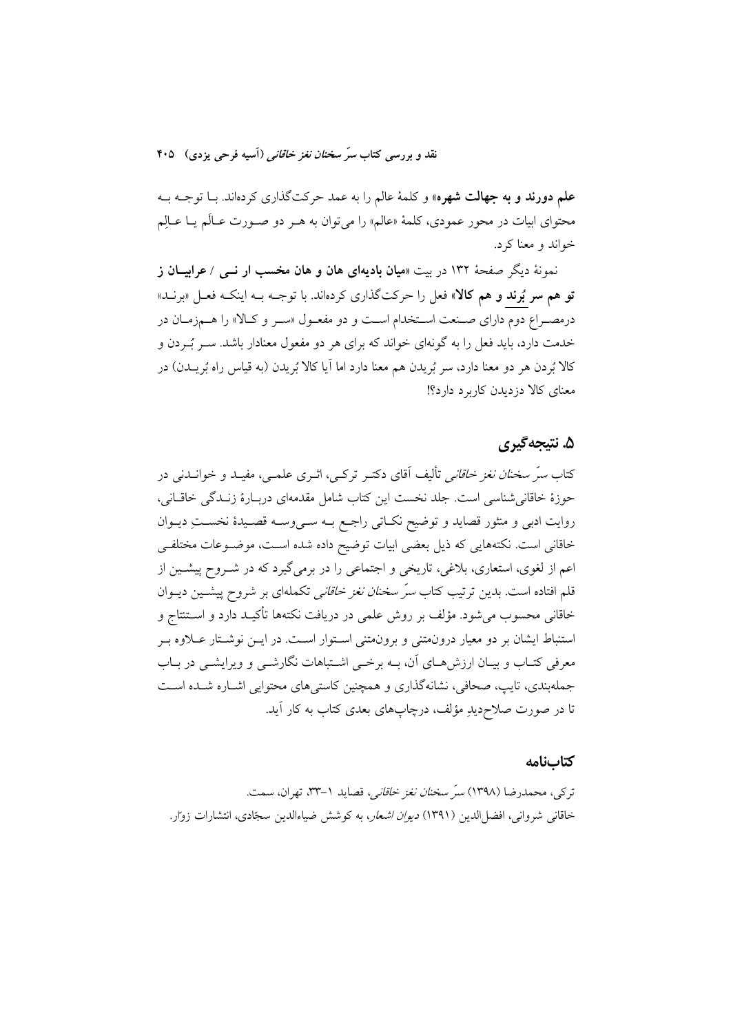**علم دورند و به جهالت شهره**» و کلمهٔ عالم را به عمد حرکت‌گذاری کرده‌اند. با توجه به محتوای ابیات در محور عمودی، کلمهٔ «عالم» را می‌توان به هر دو صورت عالَم یا عالِم خواند و معنا کرد.

نمونهٔ دیگر صفحهٔ ۱۳۲ در بیت «**میان بادیه‌ای هان و هان مخسب ار نی / عرابیان ز تو هم سر بُرند و هم کالا**» فعل را حرکت‌گذاری کرده‌اند. با توجه به اینکه فعل «برند» درمصراع دوم دارای صنعت استخدام است و دو مفعول «سر و کالا» را هم‌زمان در خدمت دارد، باید فعل را به گونه‌ای خواند که برای هر دو مفعول معنادار باشد. سر بُردن و کالا بُردن هر دو معنا دارد، سر بُریدن هم معنا دارد اما آیا کالا بُریدن (به قیاس راه بُریدن) در معنای کالا دزدیدن کاربرد دارد؟!

## ۵. نتیجه‌گیری

کتاب *سرّ سخنان نغز خاقانی* تألیف آقای دکتر ترکی، اثری علمی، مفید و خواندنی در حوزهٔ خاقانی‌شناسی است. جلد نخست این کتاب شامل مقدمه‌ای دربارهٔ زندگی خاقانی، روایت ادبی و منثور قصاید و توضیح نکاتی راجع به سی‌وسه قصیدهٔ نخستِ دیوان خاقانی است. نکته‌هایی که ذیل بعضی ابیات توضیح داده شده است، موضوعات مختلفی اعم از لغوی، استعاری، بلاغی، تاریخی و اجتماعی را در برمی‌گیرد که در شروح پیشین از قلم افتاده است. بدین ترتیب کتاب *سرّ سخنان نغز خاقانی* تکمله‌ای بر شروح پیشین دیوان خاقانی محسوب می‌شود. مؤلف بر روش علمی در دریافت نکته‌ها تأکید دارد و استنتاج و استنباط ایشان بر دو معیار درون‌متنی و برون‌متنی استوار است. در این نوشتار علاوه بر معرفی کتاب و بیان ارزش‌های آن، به برخی اشتباهات نگارشی و ویرایشی در باب جمله‌بندی، تایپ، صحافی، نشانه‌گذاری و همچنین کاستی‌های محتوایی اشاره شده است تا در صورت صلاح‌دیدِ مؤلف، درچاپ‌های بعدی کتاب به کار آید.

## کتاب‌نامه

ترکی، محمدرضا (۱۳۹۸) *سرّ سخنان نغز خاقانی*، قصاید ۱-۳۳، تهران، سمت.

خاقانی شروانی، افضل‌الدین (۱۳۹۱) *دیوان اشعار*، به کوشش ضیاءالدین سجّادی، انتشارات زوّار.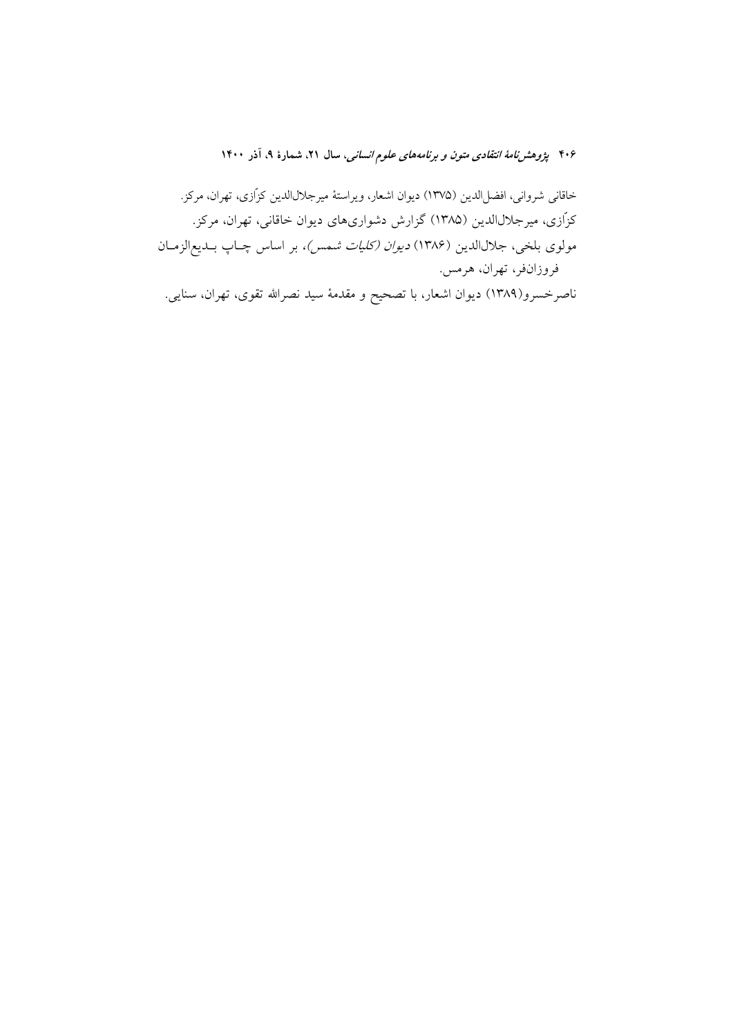خاقانی شروانی، افضل‌الدین (۱۳۷۵) دیوان اشعار، ویراستهٔ میرجلال‌الدین کزّازی، تهران، مرکز.

کزّازی، میرجلال‌الدین (۱۳۸۵) گزارش دشواری‌های دیوان خاقانی، تهران، مرکز.

مولوی بلخی، جلال‌الدین (۱۳۸۶) *دیوان (کلیات شمس)*، بر اساس چاپ بدیع‌الزمان فروزانفر، تهران، هرمس.

ناصرخسرو(۱۳۸۹) دیوان اشعار، با تصحیح و مقدمهٔ سید نصرالله تقوی، تهران، سنایی.